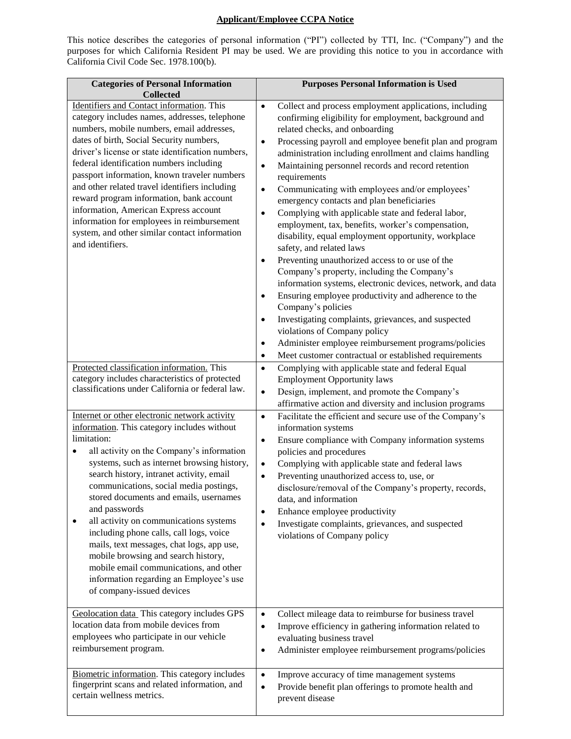# Applicant/Employee CCPA Notice

This notice describes the categories of personal information ("PI") collected by TTI, Inc. ("Company") and the purposes for which California Resident PI may be used. We are providing this notice to you in accordance with California Civil Code Sec. 1978.100(b).

| Categories of Personal Information Collected | Purposes Personal Information is Used |
|---|---|
| Identifiers and Contact information. This category includes names, addresses, telephone numbers, mobile numbers, email addresses, dates of birth, Social Security numbers, driver's license or state identification numbers, federal identification numbers including passport information, known traveler numbers and other related travel identifiers including reward program information, bank account information, American Express account information for employees in reimbursement system, and other similar contact information and identifiers. | • Collect and process employment applications, including confirming eligibility for employment, background and related checks, and onboarding<br>• Processing payroll and employee benefit plan and program administration including enrollment and claims handling<br>• Maintaining personnel records and record retention requirements<br>• Communicating with employees and/or employees' emergency contacts and plan beneficiaries<br>• Complying with applicable state and federal labor, employment, tax, benefits, worker's compensation, disability, equal employment opportunity, workplace safety, and related laws<br>• Preventing unauthorized access to or use of the Company's property, including the Company's information systems, electronic devices, network, and data<br>• Ensuring employee productivity and adherence to the Company's policies<br>• Investigating complaints, grievances, and suspected violations of Company policy<br>• Administer employee reimbursement programs/policies<br>• Meet customer contractual or established requirements |
| Protected classification information. This category includes characteristics of protected classifications under California or federal law. | • Complying with applicable state and federal Equal Employment Opportunity laws<br>• Design, implement, and promote the Company's affirmative action and diversity and inclusion programs |
| Internet or other electronic network activity information. This category includes without limitation:<br>• all activity on the Company's information systems, such as internet browsing history, search history, intranet activity, email communications, social media postings, stored documents and emails, usernames and passwords<br>• all activity on communications systems including phone calls, call logs, voice mails, text messages, chat logs, app use, mobile browsing and search history, mobile email communications, and other information regarding an Employee's use of company-issued devices | • Facilitate the efficient and secure use of the Company's information systems<br>• Ensure compliance with Company information systems policies and procedures<br>• Complying with applicable state and federal laws<br>• Preventing unauthorized access to, use, or disclosure/removal of the Company's property, records, data, and information<br>• Enhance employee productivity<br>• Investigate complaints, grievances, and suspected violations of Company policy |
| Geolocation data This category includes GPS location data from mobile devices from employees who participate in our vehicle reimbursement program. | • Collect mileage data to reimburse for business travel<br>• Improve efficiency in gathering information related to evaluating business travel<br>• Administer employee reimbursement programs/policies |
| Biometric information. This category includes fingerprint scans and related information, and certain wellness metrics. | • Improve accuracy of time management systems<br>• Provide benefit plan offerings to promote health and prevent disease |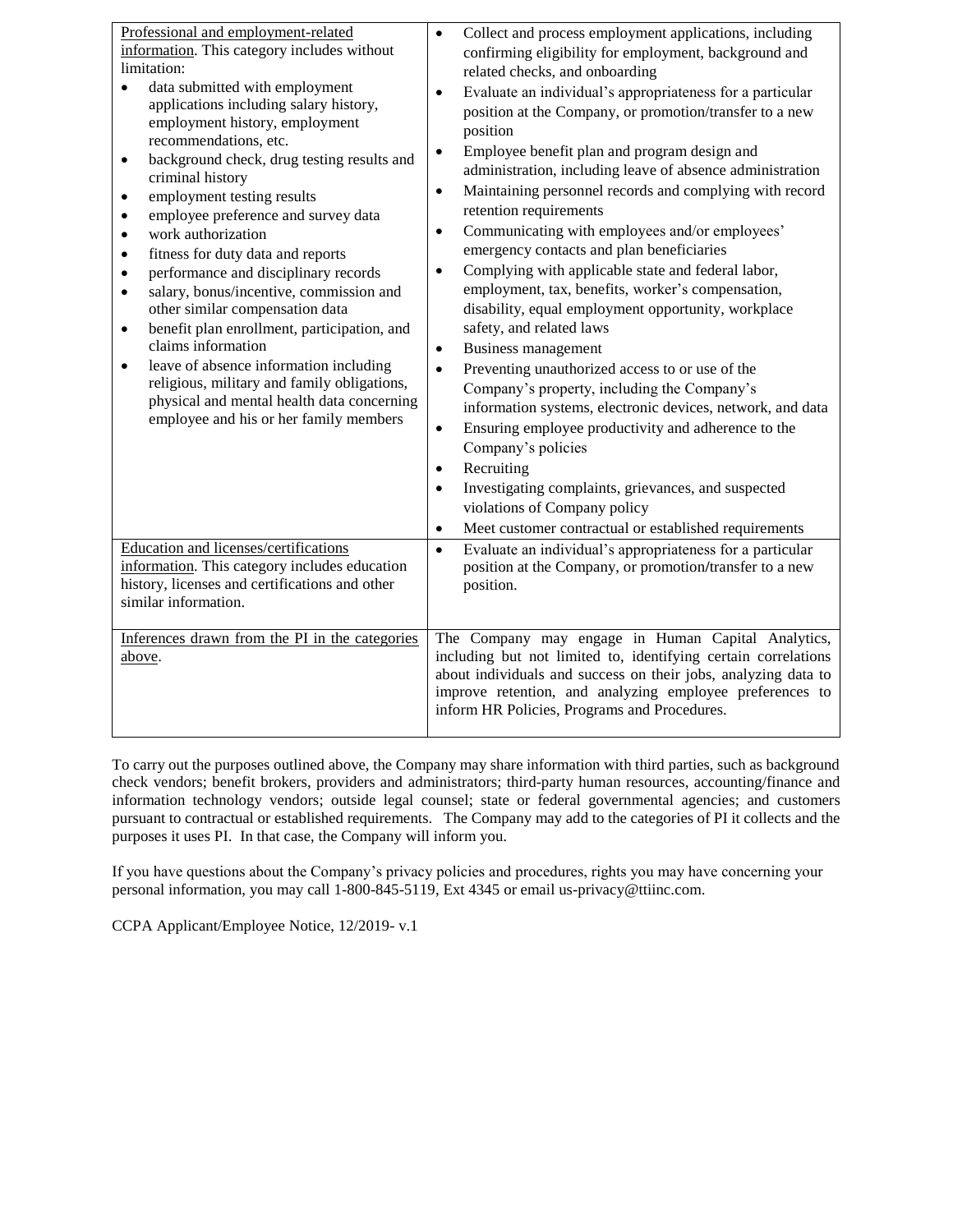| | |
|---|---|
| Professional and employment-related information. This category includes without limitation:<br>• data submitted with employment applications including salary history, employment history, employment recommendations, etc.<br>• background check, drug testing results and criminal history<br>• employment testing results<br>• employee preference and survey data<br>• work authorization<br>• fitness for duty data and reports<br>• performance and disciplinary records<br>• salary, bonus/incentive, commission and other similar compensation data<br>• benefit plan enrollment, participation, and claims information<br>• leave of absence information including religious, military and family obligations, physical and mental health data concerning employee and his or her family members | • Collect and process employment applications, including confirming eligibility for employment, background and related checks, and onboarding<br>• Evaluate an individual's appropriateness for a particular position at the Company, or promotion/transfer to a new position<br>• Employee benefit plan and program design and administration, including leave of absence administration<br>• Maintaining personnel records and complying with record retention requirements<br>• Communicating with employees and/or employees' emergency contacts and plan beneficiaries<br>• Complying with applicable state and federal labor, employment, tax, benefits, worker's compensation, disability, equal employment opportunity, workplace safety, and related laws<br>• Business management<br>• Preventing unauthorized access to or use of the Company's property, including the Company's information systems, electronic devices, network, and data<br>• Ensuring employee productivity and adherence to the Company's policies<br>• Recruiting<br>• Investigating complaints, grievances, and suspected violations of Company policy<br>• Meet customer contractual or established requirements |
| Education and licenses/certifications information. This category includes education history, licenses and certifications and other similar information. | • Evaluate an individual's appropriateness for a particular position at the Company, or promotion/transfer to a new position. |
| Inferences drawn from the PI in the categories above. | The Company may engage in Human Capital Analytics, including but not limited to, identifying certain correlations about individuals and success on their jobs, analyzing data to improve retention, and analyzing employee preferences to inform HR Policies, Programs and Procedures. |

To carry out the purposes outlined above, the Company may share information with third parties, such as background check vendors; benefit brokers, providers and administrators; third-party human resources, accounting/finance and information technology vendors; outside legal counsel; state or federal governmental agencies; and customers pursuant to contractual or established requirements. The Company may add to the categories of PI it collects and the purposes it uses PI. In that case, the Company will inform you.

If you have questions about the Company's privacy policies and procedures, rights you may have concerning your personal information, you may call 1-800-845-5119, Ext 4345 or email us-privacy@ttiinc.com.

CCPA Applicant/Employee Notice, 12/2019- v.1